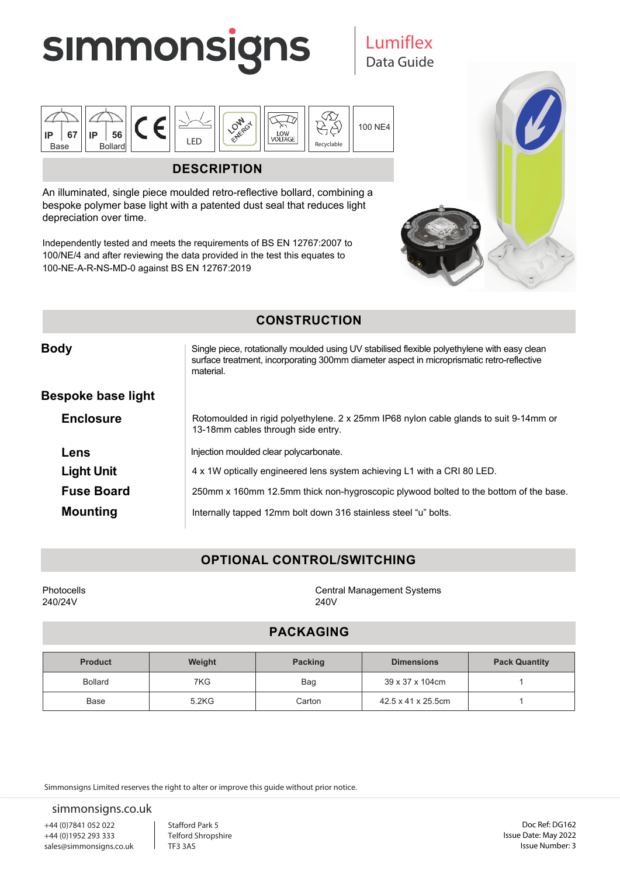# simmonsigns

## Lumiflex
Data Guide

IP 67 Base | IP 56 Bollard | CE | LED | LOW ENERGY | LOW VOLTAGE | Recyclable | 100 NE4

## DESCRIPTION

An illuminated, single piece moulded retro-reflective bollard, combining a bespoke polymer base light with a patented dust seal that reduces light depreciation over time.

Independently tested and meets the requirements of BS EN 12767:2007 to 100/NE/4 and after reviewing the data provided in the test this equates to 100-NE-A-R-NS-MD-0 against BS EN 12767:2019

## CONSTRUCTION

**Body**

Single piece, rotationally moulded using UV stabilised flexible polyethylene with easy clean surface treatment, incorporating 300mm diameter aspect in microprismatic retro-reflective material.

**Bespoke base light**

**Enclosure**

Rotomoulded in rigid polyethylene. 2 x 25mm IP68 nylon cable glands to suit 9-14mm or 13-18mm cables through side entry.

**Lens**

Injection moulded clear polycarbonate.

**Light Unit**

4 x 1W optically engineered lens system achieving L1 with a CRI 80 LED.

**Fuse Board**

250mm x 160mm 12.5mm thick non-hygroscopic plywood bolted to the bottom of the base.

**Mounting**

Internally tapped 12mm bolt down 316 stainless steel “u” bolts.

## OPTIONAL CONTROL/SWITCHING

Photocells
240/24V

Central Management Systems
240V

## PACKAGING

| Product | Weight | Packing | Dimensions | Pack Quantity |
|---|---|---|---|---|
| Bollard | 7KG | Bag | 39 x 37 x 104cm | 1 |
| Base | 5.2KG | Carton | 42.5 x 41 x 25.5cm | 1 |

Simmonsigns Limited reserves the right to alter or improve this guide without prior notice.

simmonsigns.co.uk

+44 (0)7841 052 022
+44 (0)1952 293 333
sales@simmonsigns.co.uk

Stafford Park 5
Telford Shropshire
TF3 3AS

Doc Ref: DG162
Issue Date: May 2022
Issue Number: 3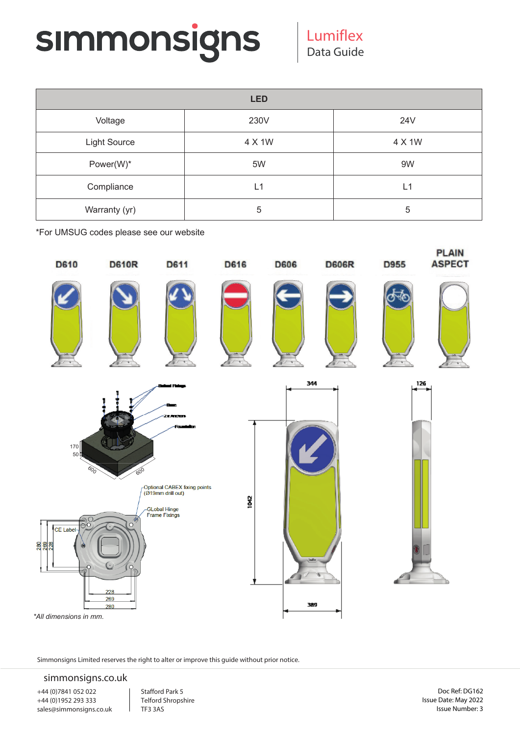# simmonsigns

Lumiflex
Data Guide

| LED | | |
|---|---|---|
| Voltage | 230V | 24V |
| Light Source | 4 X 1W | 4 X 1W |
| Power(W)* | 5W | 9W |
| Compliance | L1 | L1 |
| Warranty (yr) | 5 | 5 |

*For UMSUG codes please see our website

D610 D610R D611 D616 D606 D606R D955 PLAIN ASPECT

Bollard Fixings
Base
Ancors
Foundation
170
50
600
600

Optional CABEX fixing points (Ø19mm drill out)
GLobal Hinge Frame Fixings
CE Label
280
269
228
228
269
280

344
1042
389
126

*All dimensions in mm.

Simmonsigns Limited reserves the right to alter or improve this guide without prior notice.

simmonsigns.co.uk

+44 (0)7841 052 022
+44 (0)1952 293 333
sales@simmonsigns.co.uk

Stafford Park 5
Telford Shropshire
TF3 3AS

Doc Ref: DG162
Issue Date: May 2022
Issue Number: 3